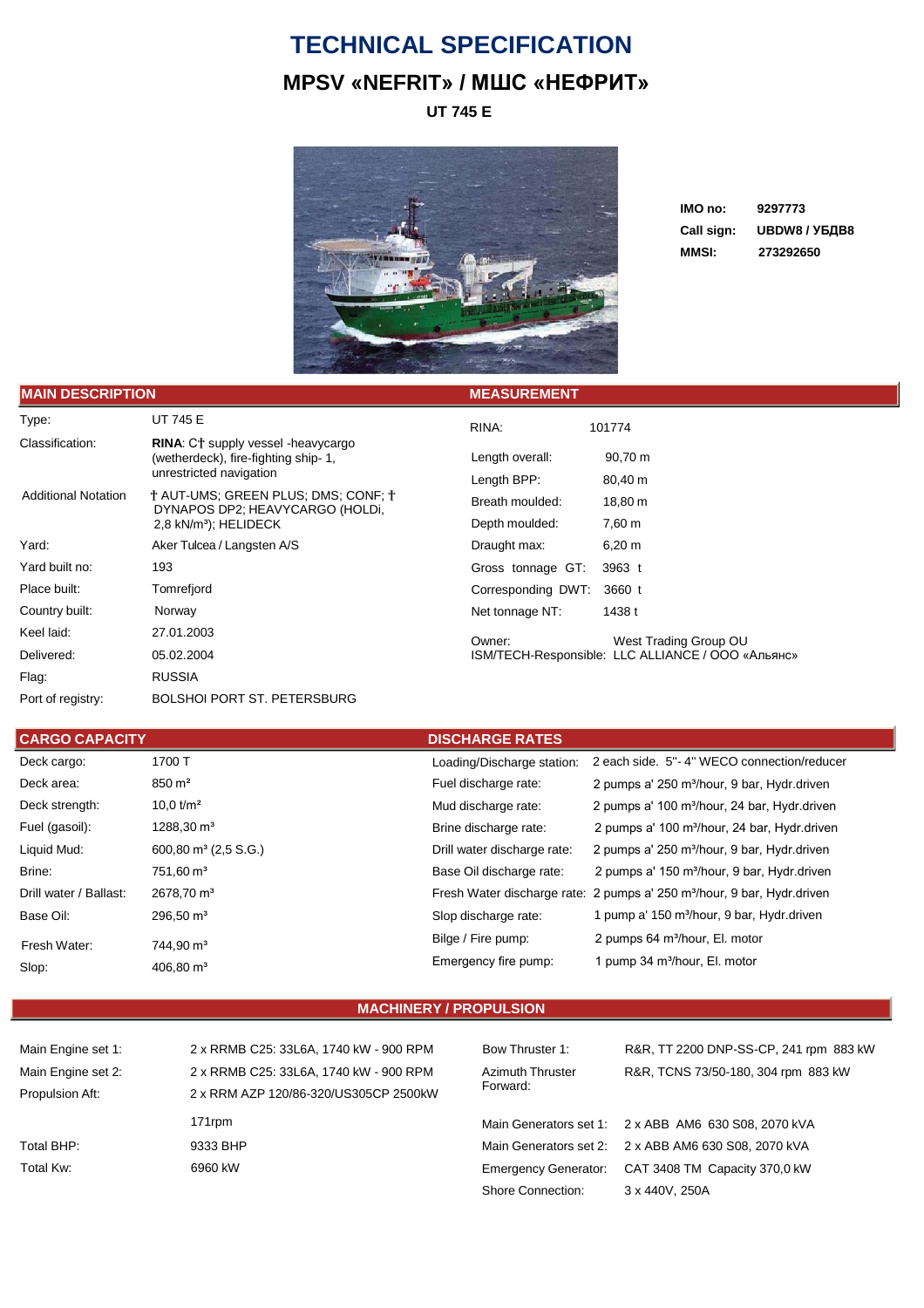# TECHNICAL SPECIFICATION

## MPSV «NEFRIT» / МШС «НЕФРИТ»

**UT 745 E**

| | |
|---|---|
| **IMO no:** | **9297773** |
| **Call sign:** | **UBDW8 / УБДВ8** |
| **MMSI:** | **273292650** |

## MAIN DESCRIPTION

| | |
|---|---|
| Type: | UT 745 E |
| Classification: | **RINA**: C† supply vessel -heavycargo (wetherdeck), fire-fighting ship- 1, unrestricted navigation |
| Additional Notation | † AUT-UMS; GREEN PLUS; DMS; CONF; † DYNAPOS DP2; HEAVYCARGO (HOLDi, 2,8 kN/m³); HELIDECK |
| Yard: | Aker Tulcea / Langsten A/S |
| Yard built no: | 193 |
| Place built: | Tomrefjord |
| Country built: | Norway |
| Keel laid: | 27.01.2003 |
| Delivered: | 05.02.2004 |
| Flag: | RUSSIA |
| Port of registry: | BOLSHOI PORT ST. PETERSBURG |

## MEASUREMENT

| | |
|---|---|
| RINA: | 101774 |
| Length overall: | 90,70 m |
| Length BPP: | 80,40 m |
| Breath moulded: | 18,80 m |
| Depth moulded: | 7,60 m |
| Draught max: | 6,20 m |
| Gross tonnage GT: | 3963 t |
| Corresponding DWT: | 3660 t |
| Net tonnage NT: | 1438 t |
| Owner: | West Trading Group OU |
| ISM/TECH-Responsible: | LLC ALLIANCE / ООО «Альянс» |

## CARGO CAPACITY

| | |
|---|---|
| Deck cargo: | 1700 T |
| Deck area: | 850 m² |
| Deck strength: | 10,0 t/m² |
| Fuel (gasoil): | 1288,30 m³ |
| Liquid Mud: | 600,80 m³ (2,5 S.G.) |
| Brine: | 751,60 m³ |
| Drill water / Ballast: | 2678,70 m³ |
| Base Oil: | 296,50 m³ |
| Fresh Water: | 744,90 m³ |
| Slop: | 406,80 m³ |

## DISCHARGE RATES

| | |
|---|---|
| Loading/Discharge station: | 2 each side. 5"- 4" WECO connection/reducer |
| Fuel discharge rate: | 2 pumps a' 250 m³/hour, 9 bar, Hydr.driven |
| Mud discharge rate: | 2 pumps a' 100 m³/hour, 24 bar, Hydr.driven |
| Brine discharge rate: | 2 pumps a' 100 m³/hour, 24 bar, Hydr.driven |
| Drill water discharge rate: | 2 pumps a' 250 m³/hour, 9 bar, Hydr.driven |
| Base Oil discharge rate: | 2 pumps a' 150 m³/hour, 9 bar, Hydr.driven |
| Fresh Water discharge rate: | 2 pumps a' 250 m³/hour, 9 bar, Hydr.driven |
| Slop discharge rate: | 1 pump a' 150 m³/hour, 9 bar, Hydr.driven |
| Bilge / Fire pump: | 2 pumps 64 m³/hour, El. motor |
| Emergency fire pump: | 1 pump 34 m³/hour, El. motor |

## MACHINERY / PROPULSION

| | |
|---|---|
| Main Engine set 1: | 2 x RRMB C25: 33L6A, 1740 kW - 900 RPM |
| Main Engine set 2: | 2 x RRMB C25: 33L6A, 1740 kW - 900 RPM |
| Propulsion Aft: | 2 x RRM AZP 120/86-320/US305CP 2500kW 171rpm |
| Total BHP: | 9333 BHP |
| Total Kw: | 6960 kW |

| | |
|---|---|
| Bow Thruster 1: | R&R, TT 2200 DNP-SS-CP, 241 rpm 883 kW |
| Azimuth Thruster Forward: | R&R, TCNS 73/50-180, 304 rpm 883 kW |
| Main Generators set 1: | 2 x ABB AM6 630 S08, 2070 kVA |
| Main Generators set 2: | 2 x ABB AM6 630 S08, 2070 kVA |
| Emergency Generator: | CAT 3408 TM Capacity 370,0 kW |
| Shore Connection: | 3 x 440V, 250A |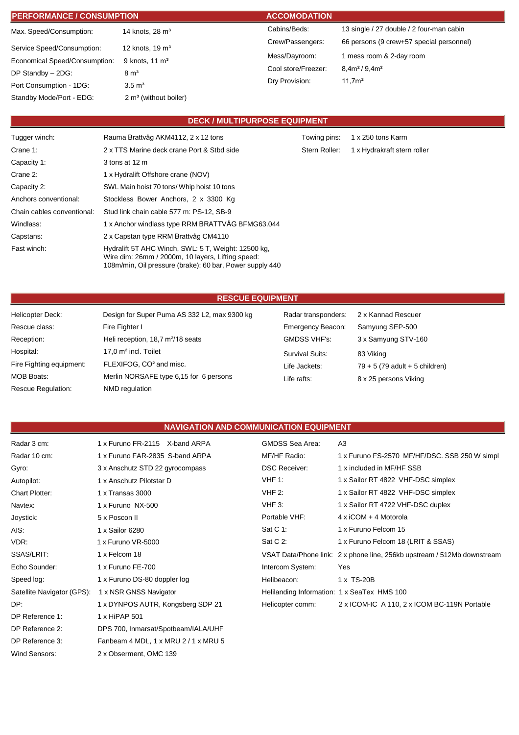## PERFORMANCE / CONSUMPTION

| | |
|---|---|
| Max. Speed/Consumption: | 14 knots, 28 m³ |
| Service Speed/Consumption: | 12 knots, 19 m³ |
| Economical Speed/Consumption: | 9 knots, 11 m³ |
| DP Standby – 2DG: | 8 m³ |
| Port Consumption - 1DG: | 3.5 m³ |
| Standby Mode/Port - EDG: | 2 m³ (without boiler) |

## ACCOMODATION

| | |
|---|---|
| Cabins/Beds: | 13 single / 27 double / 2 four-man cabin |
| Crew/Passengers: | 66 persons (9 crew+57 special personnel) |
| Mess/Dayroom: | 1 mess room & 2-day room |
| Cool store/Freezer: | 8,4m² / 9,4m² |
| Dry Provision: | 11,7m² |

## DECK / MULTIPURPOSE EQUIPMENT

| | |
|---|---|
| Tugger winch: | Rauma Brattvåg AKM4112, 2 x 12 tons |
| Crane 1: | 2 x TTS Marine deck crane Port & Stbd side |
| Capacity 1: | 3 tons at 12 m |
| Crane 2: | 1 x Hydralift Offshore crane (NOV) |
| Capacity 2: | SWL Main hoist 70 tons/ Whip hoist 10 tons |
| Anchors conventional: | Stockless Bower Anchors, 2 x 3300 Kg |
| Chain cables conventional: | Stud link chain cable 577 m: PS-12, SB-9 |
| Windlass: | 1 x Anchor windlass type RRM BRATTVÅG BFMG63.044 |
| Capstans: | 2 x Capstan type RRM Brattvåg CM4110 |
| Fast winch: | Hydralift 5T AHC Winch, SWL: 5 T, Weight: 12500 kg, Wire dim: 26mm / 2000m, 10 layers, Lifting speed: 108m/min, Oil pressure (brake): 60 bar, Power supply 440 |
| Towing pins: | 1 x 250 tons Karm |
| Stern Roller: | 1 x Hydrakraft stern roller |

## RESCUE EQUIPMENT

| | |
|---|---|
| Helicopter Deck: | Design for Super Puma AS 332 L2, max 9300 kg |
| Rescue class: | Fire Fighter I |
| Reception: | Heli reception, 18,7 m²/18 seats |
| Hospital: | 17,0 m² incl. Toilet |
| Fire Fighting equipment: | FLEXIFOG, CO² and misc. |
| MOB Boats: | Merlin NORSAFE type 6,15 for 6 persons |
| Rescue Regulation: | NMD regulation |
| Radar transponders: | 2 x Kannad Rescuer |
| Emergency Beacon: | Samyung SEP-500 |
| GMDSS VHF's: | 3 x Samyung STV-160 |
| Survival Suits: | 83 Viking |
| Life Jackets: | 79 + 5 (79 adult + 5 children) |
| Life rafts: | 8 x 25 persons Viking |

## NAVIGATION AND COMMUNICATION EQUIPMENT

| | |
|---|---|
| Radar 3 cm: | 1 x Furuno FR-2115 X-band ARPA |
| Radar 10 cm: | 1 x Furuno FAR-2835 S-band ARPA |
| Gyro: | 3 x Anschutz STD 22 gyrocompass |
| Autopilot: | 1 x Anschutz Pilotstar D |
| Chart Plotter: | 1 x Transas 3000 |
| Navtex: | 1 x Furuno NX-500 |
| Joystick: | 5 x Poscon II |
| AIS: | 1 x Sailor 6280 |
| VDR: | 1 x Furuno VR-5000 |
| SSAS/LRIT: | 1 x Felcom 18 |
| Echo Sounder: | 1 x Furuno FE-700 |
| Speed log: | 1 x Furuno DS-80 doppler log |
| Satellite Navigator (GPS): | 1 x NSR GNSS Navigator |
| DP: | 1 x DYNPOS AUTR, Kongsberg SDP 21 |
| DP Reference 1: | 1 x HiPAP 501 |
| DP Reference 2: | DPS 700, Inmarsat/Spotbeam/IALA/UHF |
| DP Reference 3: | Fanbeam 4 MDL, 1 x MRU 2 / 1 x MRU 5 |
| Wind Sensors: | 2 x Obserment, OMC 139 |
| GMDSS Sea Area: | A3 |
| MF/HF Radio: | 1 x Furuno FS-2570 MF/HF/DSC. SSB 250 W simpl |
| DSC Receiver: | 1 x included in MF/HF SSB |
| VHF 1: | 1 x Sailor RT 4822 VHF-DSC simplex |
| VHF 2: | 1 x Sailor RT 4822 VHF-DSC simplex |
| VHF 3: | 1 x Sailor RT 4722 VHF-DSC duplex |
| Portable VHF: | 4 x iCOM + 4 Motorola |
| Sat C 1: | 1 x Furuno Felcom 15 |
| Sat C 2: | 1 x Furuno Felcom 18 (LRIT & SSAS) |
| VSAT Data/Phone link: | 2 x phone line, 256kb upstream / 512Mb downstream |
| Intercom System: | Yes |
| Helibeacon: | 1 x TS-20B |
| Helilanding Information: | 1 x SeaTex HMS 100 |
| Helicopter comm: | 2 x ICOM-IC A 110, 2 x ICOM BC-119N Portable |